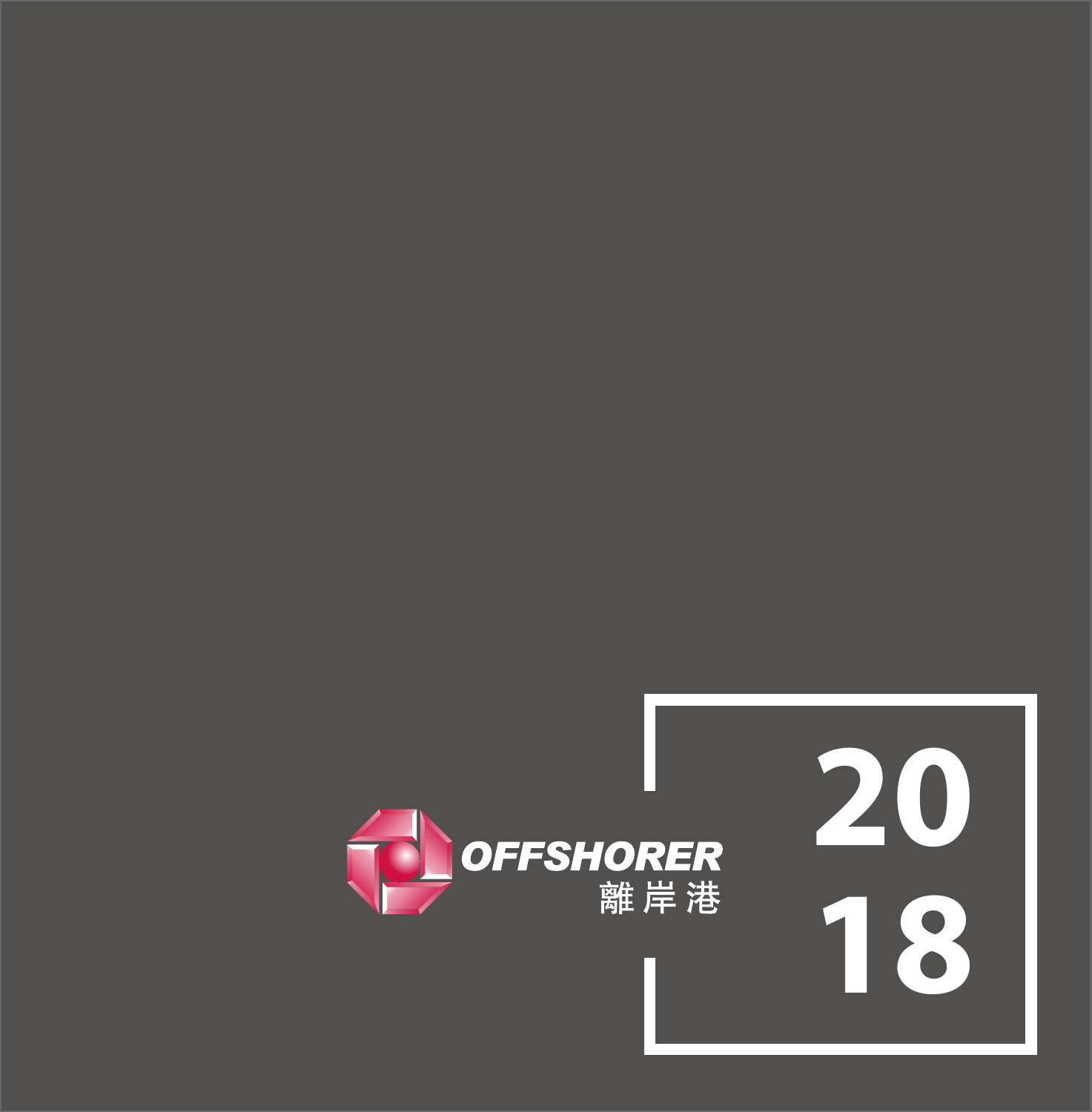OFFSHORER

離岸港

2018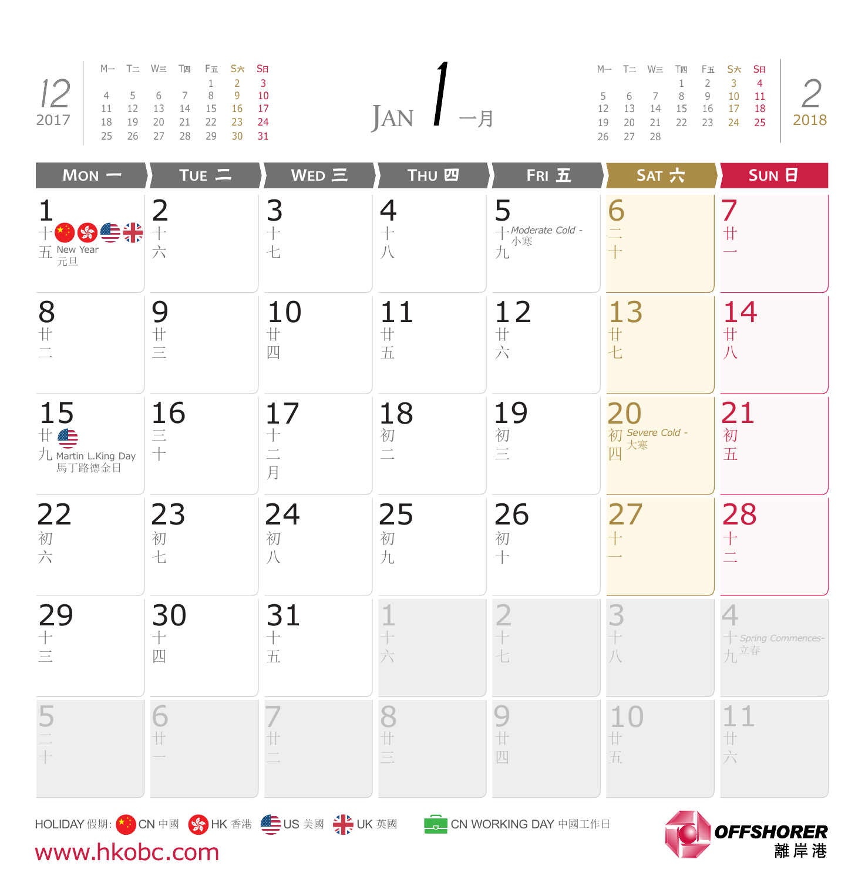# JAN 1 一月

**12 2017**

| M一 | T二 | W三 | T四 | F五 | S六 | S日 |
|---|---|---|---|---|---|---|
| | | | | 1 | 2 | 3 |
| 4 | 5 | 6 | 7 | 8 | 9 | 10 |
| 11 | 12 | 13 | 14 | 15 | 16 | 17 |
| 18 | 19 | 20 | 21 | 22 | 23 | 24 |
| 25 | 26 | 27 | 28 | 29 | 30 | 31 |

**2 2018**

| M一 | T二 | W三 | T四 | F五 | S六 | S日 |
|---|---|---|---|---|---|---|
| | | | 1 | 2 | 3 | 4 |
| 5 | 6 | 7 | 8 | 9 | 10 | 11 |
| 12 | 13 | 14 | 15 | 16 | 17 | 18 |
| 19 | 20 | 21 | 22 | 23 | 24 | 25 |
| 26 | 27 | 28 | | | | |

| MON 一 | TUE 二 | WED 三 | THU 四 | FRI 五 | SAT 六 | SUN 日 |
|---|---|---|---|---|---|---|
| 1 十五 New Year 元旦 (CN, HK, US, UK) | 2 十六 | 3 十七 | 4 十八 | 5 十九 Moderate Cold - 小寒 | 6 二十 | 7 廿一 |
| 8 廿二 | 9 廿三 | 10 廿四 | 11 廿五 | 12 廿六 | 13 廿七 | 14 廿八 |
| 15 廿九 Martin L.King Day 馬丁路德金日 (US) | 16 三十 | 17 十二月 | 18 初二 | 19 初三 | 20 初四 Severe Cold - 大寒 | 21 初五 |
| 22 初六 | 23 初七 | 24 初八 | 25 初九 | 26 初十 | 27 十一 | 28 十二 |
| 29 十三 | 30 十四 | 31 十五 | 1 十六 | 2 十七 | 3 十八 | 4 十九 Spring Commences- 立春 |
| 5 二十 | 6 廿一 | 7 廿二 | 8 廿三 | 9 廿四 | 10 廿五 | 11 廿六 |

HOLIDAY 假期: CN 中國 HK 香港 US 美國 UK 英國 CN WORKING DAY 中國工作日

www.hkobc.com

OFFSHORER 離岸港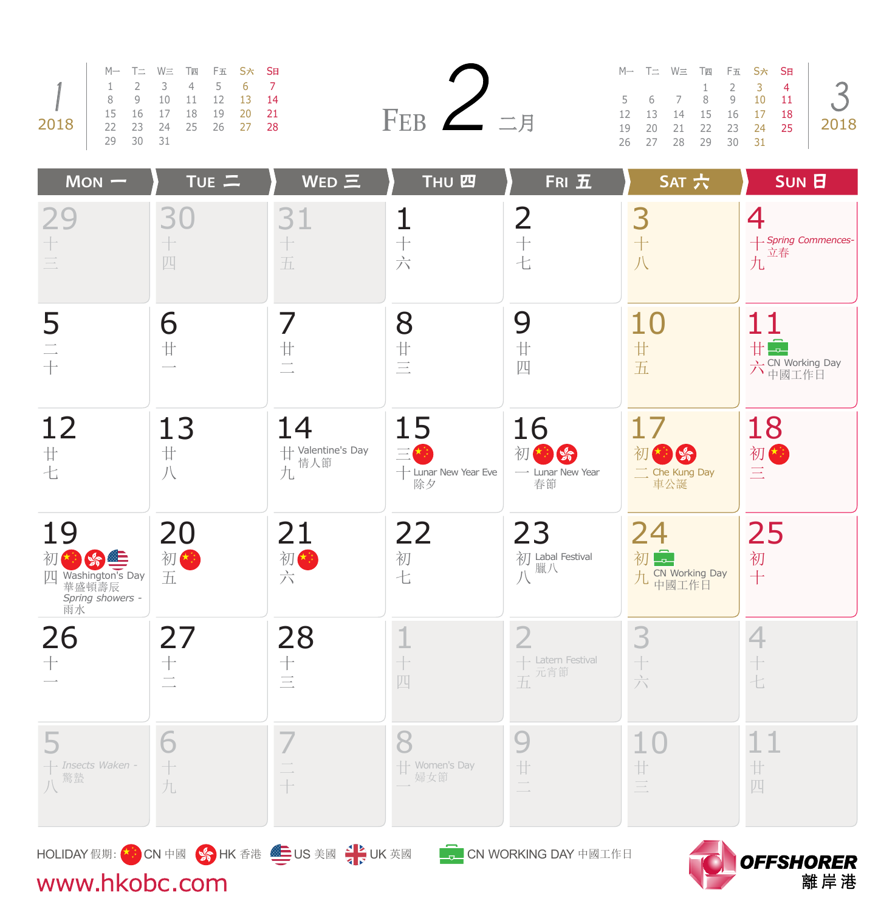# FEB 2 二月

**1 2018**

| M一 | T二 | W三 | T四 | F五 | S六 | S日 |
|---|---|---|---|---|---|---|
| 1 | 2 | 3 | 4 | 5 | 6 | 7 |
| 8 | 9 | 10 | 11 | 12 | 13 | 14 |
| 15 | 16 | 17 | 18 | 19 | 20 | 21 |
| 22 | 23 | 24 | 25 | 26 | 27 | 28 |
| 29 | 30 | 31 | | | | |

**3 2018**

| M一 | T二 | W三 | T四 | F五 | S六 | S日 |
|---|---|---|---|---|---|---|
| | | | 1 | 2 | 3 | 4 |
| 5 | 6 | 7 | 8 | 9 | 10 | 11 |
| 12 | 13 | 14 | 15 | 16 | 17 | 18 |
| 19 | 20 | 21 | 22 | 23 | 24 | 25 |
| 26 | 27 | 28 | 29 | 30 | 31 | |

| MON 一 | TUE 二 | WED 三 | THU 四 | FRI 五 | SAT 六 | SUN 日 |
|---|---|---|---|---|---|---|
| 29 十三 | 30 十四 | 31 十五 | 1 十六 | 2 十七 | 3 十八 | 4 十九 *Spring Commences-* 立春 |
| 5 二十 | 6 廿一 | 7 廿二 | 8 廿三 | 9 廿四 | 10 廿五 | 11 廿六 CN Working Day 中國工作日 |
| 12 廿七 | 13 廿八 | 14 廿九 Valentine's Day 情人節 | 15 三十 (CN) Lunar New Year Eve 除夕 | 16 初一 (CN, HK) Lunar New Year 春節 | 17 初二 (CN, HK) Che Kung Day 車公誕 | 18 初三 (CN) |
| 19 初四 (CN, HK, US) Washington's Day 華盛頓壽辰 *Spring showers -* 雨水 | 20 初五 (CN) | 21 初六 (CN) | 22 初七 | 23 初八 Labal Festival 臘八 | 24 初九 CN Working Day 中國工作日 | 25 初十 |
| 26 十一 | 27 十二 | 28 十三 | 1 十四 | 2 十五 Latern Festival 元宵節 | 3 十六 | 4 十七 |
| 5 十八 *Insects Waken -* 驚蟄 | 6 十九 | 7 二十 | 8 廿一 Women's Day 婦女節 | 9 廿二 | 10 廿三 | 11 廿四 |

HOLIDAY 假期: CN 中國 HK 香港 US 美國 UK 英國 CN WORKING DAY 中國工作日

www.hkobc.com

OFFSHORER 離岸港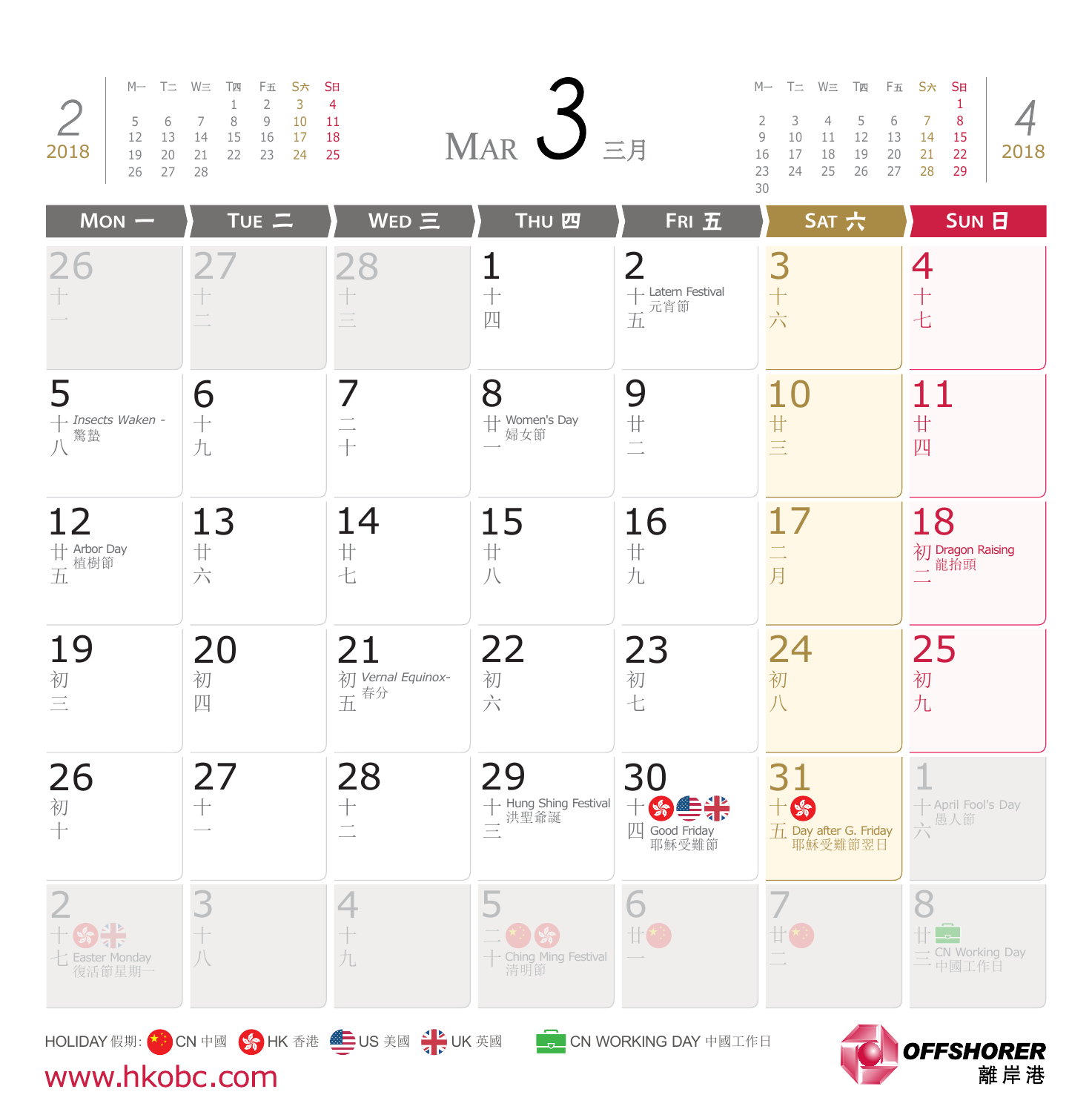# MAR 3 三月

**2 2018**

| M一 | T二 | W三 | T四 | F五 | S六 | S日 |
|---|---|---|---|---|---|---|
| | | | 1 | 2 | 3 | 4 |
| 5 | 6 | 7 | 8 | 9 | 10 | 11 |
| 12 | 13 | 14 | 15 | 16 | 17 | 18 |
| 19 | 20 | 21 | 22 | 23 | 24 | 25 |
| 26 | 27 | 28 | | | | |

**4 2018**

| M一 | T二 | W三 | T四 | F五 | S六 | S日 |
|---|---|---|---|---|---|---|
| | | | | | | 1 |
| 2 | 3 | 4 | 5 | 6 | 7 | 8 |
| 9 | 10 | 11 | 12 | 13 | 14 | 15 |
| 16 | 17 | 18 | 19 | 20 | 21 | 22 |
| 23 | 24 | 25 | 26 | 27 | 28 | 29 |
| 30 | | | | | | |

| MON 一 | TUE 二 | WED 三 | THU 四 | FRI 五 | SAT 六 | SUN 日 |
|---|---|---|---|---|---|---|
| 26 十一 | 27 十二 | 28 十三 | 1 十四 | 2 十五 Latern Festival 元宵節 | 3 十六 | 4 十七 |
| 5 十八 *Insects Waken* - 驚蟄 | 6 十九 | 7 二十 | 8 廿一 Women's Day 婦女節 | 9 廿二 | 10 廿三 | 11 廿四 |
| 12 廿五 Arbor Day 植樹節 | 13 廿六 | 14 廿七 | 15 廿八 | 16 廿九 | 17 二月 | 18 初二 Dragon Raising 龍抬頭 |
| 19 初三 | 20 初四 | 21 初五 *Vernal Equinox*- 春分 | 22 初六 | 23 初七 | 24 初八 | 25 初九 |
| 26 初十 | 27 十一 | 28 十二 | 29 十三 Hung Shing Festival 洪聖爺誕 | 30 十四 (HK, US, UK) Good Friday 耶穌受難節 | 31 十五 (HK) Day after G. Friday 耶穌受難節翌日 | 1 十六 April Fool's Day 愚人節 |
| 2 十七 (HK, UK) Easter Monday 復活節星期一 | 3 十八 | 4 十九 | 5 二十 (CN, HK) Ching Ming Festival 清明節 | 6 廿一 (CN) | 7 廿二 (CN) | 8 廿三 (CN Working Day) CN Working Day 中國工作日 |

HOLIDAY 假期: CN 中國 HK 香港 US 美國 UK 英國 CN WORKING DAY 中國工作日

www.hkobc.com

OFFSHORER 離岸港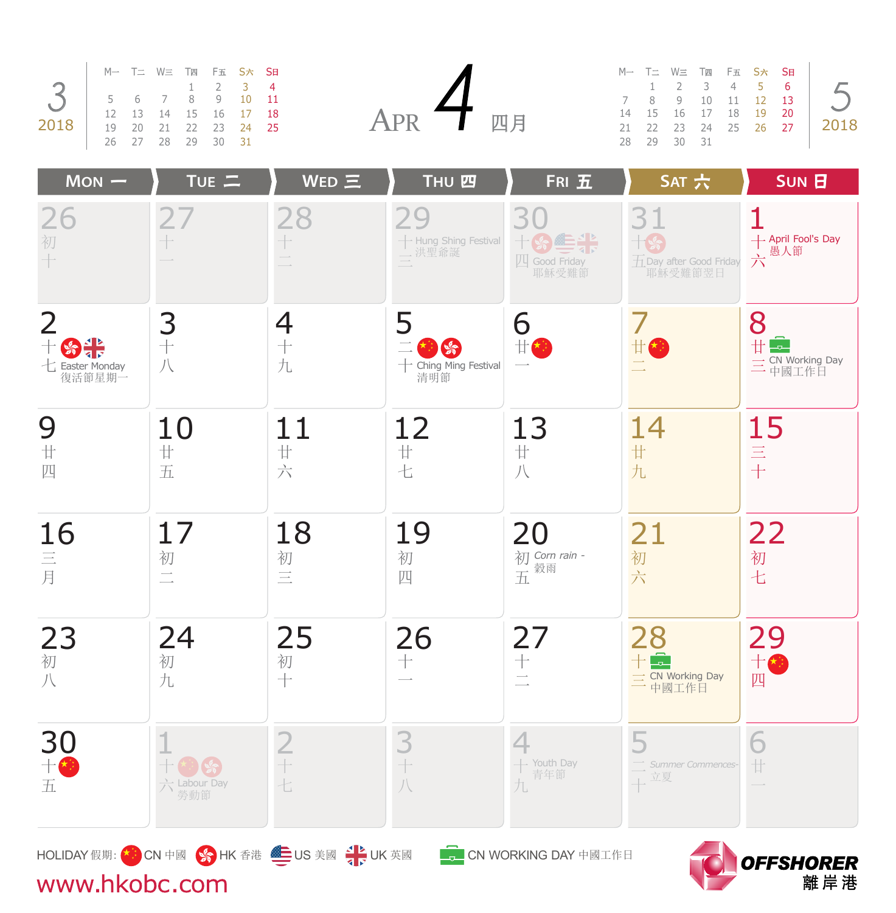# APR 4 四月 2018

**March 2018 (3)**

| M一 | T二 | W三 | T四 | F五 | S六 | S日 |
|---|---|---|---|---|---|---|
| | | | 1 | 2 | 3 | 4 |
| 5 | 6 | 7 | 8 | 9 | 10 | 11 |
| 12 | 13 | 14 | 15 | 16 | 17 | 18 |
| 19 | 20 | 21 | 22 | 23 | 24 | 25 |
| 26 | 27 | 28 | 29 | 30 | 31 | |

**May 2018 (5)**

| M一 | T二 | W三 | T四 | F五 | S六 | S日 |
|---|---|---|---|---|---|---|
| | 1 | 2 | 3 | 4 | 5 | 6 |
| 7 | 8 | 9 | 10 | 11 | 12 | 13 |
| 14 | 15 | 16 | 17 | 18 | 19 | 20 |
| 21 | 22 | 23 | 24 | 25 | 26 | 27 |
| 28 | 29 | 30 | 31 | | | |

| MON 一 | TUE 二 | WED 三 | THU 四 | FRI 五 | SAT 六 | SUN 日 |
|---|---|---|---|---|---|---|
| 26 初十 | 27 十一 | 28 十二 | 29 十三 Hung Shing Festival 洪聖爺誕 | 30 十四 [HK, US, UK] Good Friday 耶穌受難節 | 31 十五 [HK] Day after Good Friday 耶穌受難節翌日 | 1 十六 April Fool's Day 愚人節 |
| 2 十七 [HK, UK] Easter Monday 復活節星期一 | 3 十八 | 4 十九 | 5 二十 [CN, HK] Ching Ming Festival 清明節 | 6 廿一 [CN] | 7 廿二 [CN] | 8 廿三 [CN Working Day] CN Working Day 中國工作日 |
| 9 廿四 | 10 廿五 | 11 廿六 | 12 廿七 | 13 廿八 | 14 廿九 | 15 三十 |
| 16 三月 | 17 初二 | 18 初三 | 19 初四 | 20 初五 Corn rain - 穀雨 | 21 初六 | 22 初七 |
| 23 初八 | 24 初九 | 25 初十 | 26 十一 | 27 十二 | 28 十三 [CN Working Day] CN Working Day 中國工作日 | 29 十四 [CN] |
| 30 十五 [CN] | 1 十六 [CN, HK] Labour Day 勞動節 | 2 十七 | 3 十八 | 4 十九 Youth Day 青年節 | 5 二十 Summer Commences- 立夏 | 6 廿一 |

HOLIDAY 假期: CN 中國 HK 香港 US 美國 UK 英國 CN WORKING DAY 中國工作日

www.hkobc.com

OFFSHORER 離岸港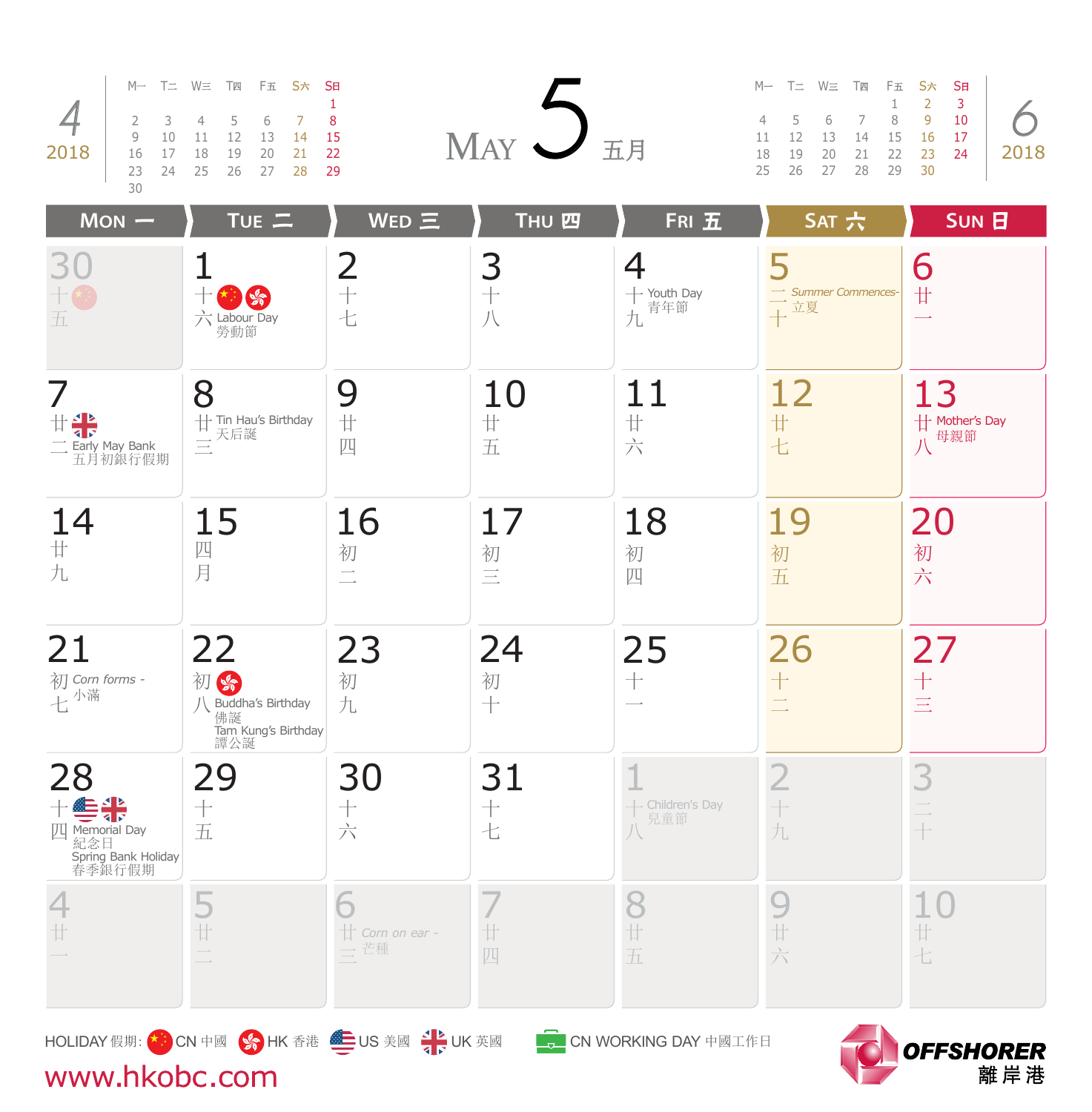# MAY 5 五月 2018

**April 2018**

| M一 | T二 | W三 | T四 | F五 | S六 | S日 |
|---|---|---|---|---|---|---|
| | | | | | | 1 |
| 2 | 3 | 4 | 5 | 6 | 7 | 8 |
| 9 | 10 | 11 | 12 | 13 | 14 | 15 |
| 16 | 17 | 18 | 19 | 20 | 21 | 22 |
| 23 | 24 | 25 | 26 | 27 | 28 | 29 |
| 30 | | | | | | |

**June 2018**

| M一 | T二 | W三 | T四 | F五 | S六 | S日 |
|---|---|---|---|---|---|---|
| | | | | 1 | 2 | 3 |
| 4 | 5 | 6 | 7 | 8 | 9 | 10 |
| 11 | 12 | 13 | 14 | 15 | 16 | 17 |
| 18 | 19 | 20 | 21 | 22 | 23 | 24 |
| 25 | 26 | 27 | 28 | 29 | 30 | |

| MON 一 | TUE 二 | WED 三 | THU 四 | FRI 五 | SAT 六 | SUN 日 |
|---|---|---|---|---|---|---|
| 30 十五 (CN) | 1 十六 (CN, HK) Labour Day 勞動節 | 2 十七 | 3 十八 | 4 十九 Youth Day 青年節 | 5 二十 Summer Commences- 立夏 | 6 廿一 |
| 7 廿二 (UK) Early May Bank 五月初銀行假期 | 8 廿三 Tin Hau's Birthday 天后誕 | 9 廿四 | 10 廿五 | 11 廿六 | 12 廿七 | 13 廿八 Mother's Day 母親節 |
| 14 廿九 | 15 四月 | 16 初二 | 17 初三 | 18 初四 | 19 初五 | 20 初六 |
| 21 初七 Corn forms - 小滿 | 22 初八 (HK) Buddha's Birthday 佛誕 Tam Kung's Birthday 譚公誕 | 23 初九 | 24 初十 | 25 十一 | 26 十二 | 27 十三 |
| 28 十四 (US, UK) Memorial Day 紀念日 Spring Bank Holiday 春季銀行假期 | 29 十五 | 30 十六 | 31 十七 | 1 十八 Children's Day 兒童節 | 2 十九 | 3 二十 |
| 4 廿一 | 5 廿二 | 6 廿三 Corn on ear - 芒種 | 7 廿四 | 8 廿五 | 9 廿六 | 10 廿七 |

HOLIDAY 假期: CN 中國 HK 香港 US 美國 UK 英國 CN WORKING DAY 中國工作日

www.hkobc.com

OFFSHORER 離岸港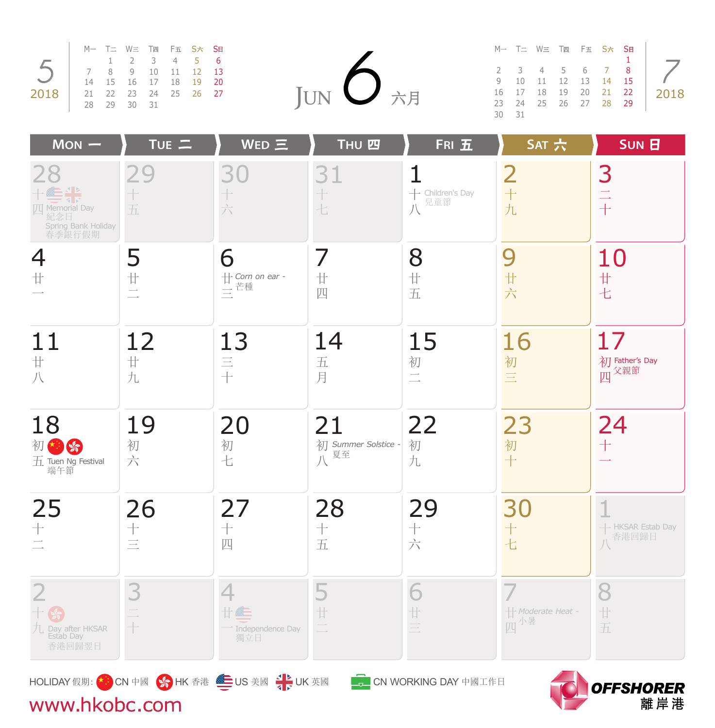# JUN 6 六月 2018

**5 2018**

| M一 | T二 | W三 | T四 | F五 | S六 | S日 |
|---|---|---|---|---|---|---|
| | 1 | 2 | 3 | 4 | 5 | 6 |
| 7 | 8 | 9 | 10 | 11 | 12 | 13 |
| 14 | 15 | 16 | 17 | 18 | 19 | 20 |
| 21 | 22 | 23 | 24 | 25 | 26 | 27 |
| 28 | 29 | 30 | 31 | | | |

**7 2018**

| M一 | T二 | W三 | T四 | F五 | S六 | S日 |
|---|---|---|---|---|---|---|
| | | | | | | 1 |
| 2 | 3 | 4 | 5 | 6 | 7 | 8 |
| 9 | 10 | 11 | 12 | 13 | 14 | 15 |
| 16 | 17 | 18 | 19 | 20 | 21 | 22 |
| 23 | 24 | 25 | 26 | 27 | 28 | 29 |
| 30 | 31 | | | | | |

| MON 一 | TUE 二 | WED 三 | THU 四 | FRI 五 | SAT 六 | SUN 日 |
|---|---|---|---|---|---|---|
| 28 十四 Memorial Day 紀念日 Spring Bank Holiday 春季銀行假期 | 29 十五 | 30 十六 | 31 十七 | 1 十八 Children's Day 兒童節 | 2 十九 | 3 二十 |
| 4 廿一 | 5 廿二 | 6 廿三 Corn on ear - 芒種 | 7 廿四 | 8 廿五 | 9 廿六 | 10 廿七 |
| 11 廿八 | 12 廿九 | 13 三十 | 14 五月 | 15 初二 | 16 初三 | 17 初四 Father's Day 父親節 |
| 18 初五 Tuen Ng Festival 端午節 | 19 初六 | 20 初七 | 21 初八 Summer Solstice - 夏至 | 22 初九 | 23 初十 | 24 十一 |
| 25 十二 | 26 十三 | 27 十四 | 28 十五 | 29 十六 | 30 十七 | 1 十八 HKSAR Estab Day 香港回歸日 |
| 2 十九 Day after HKSAR Estab Day 香港回歸翌日 | 3 二十 | 4 廿一 Independence Day 獨立日 | 5 廿二 | 6 廿三 | 7 廿四 Moderate Heat - 小暑 | 8 廿五 |

HOLIDAY 假期: CN 中國 HK 香港 US 美國 UK 英國 CN WORKING DAY 中國工作日

www.hkobc.com

OFFSHORER 離岸港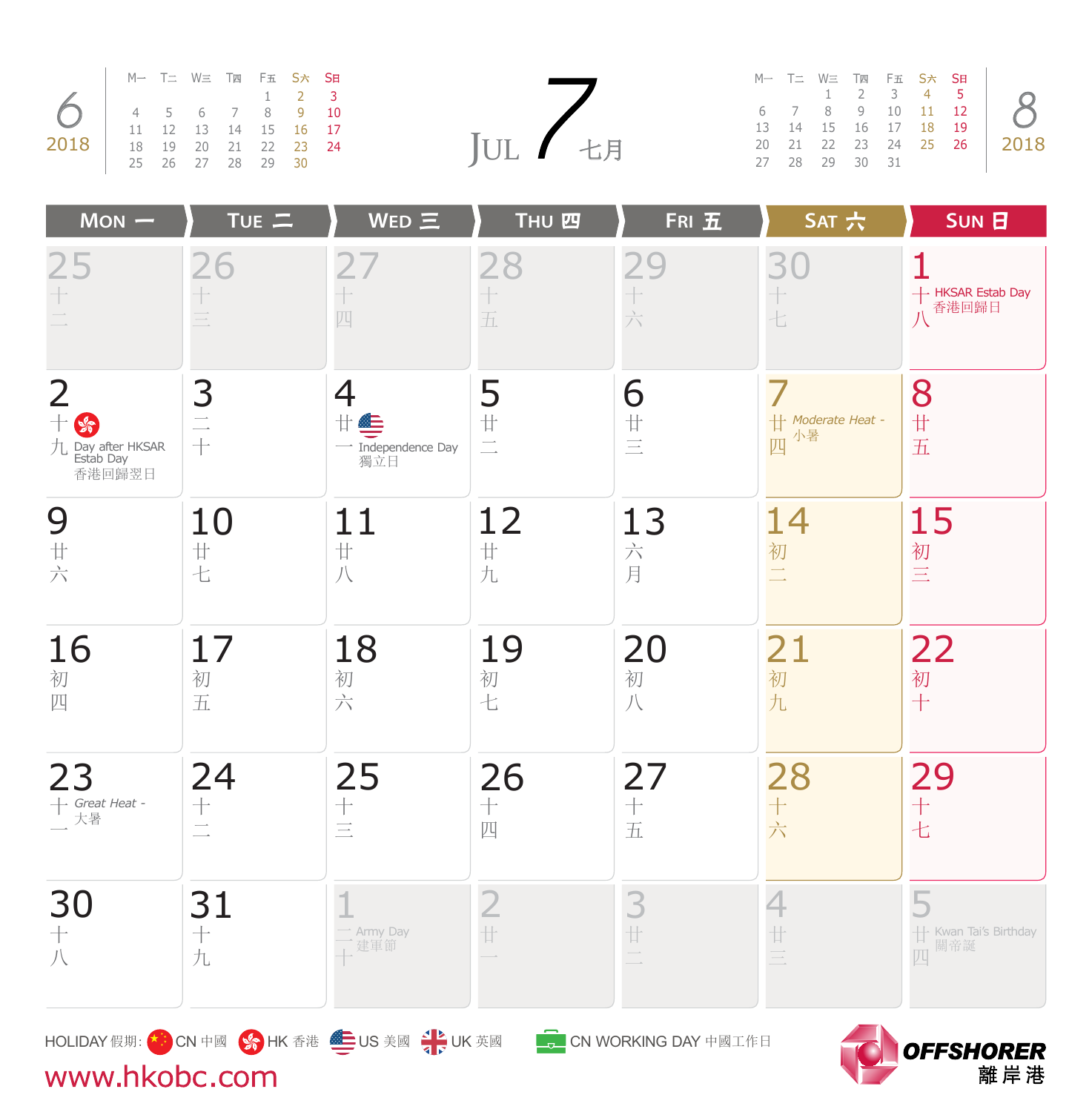# JUL 7 七月

**6 2018**

| M一 | T二 | W三 | T四 | F五 | S六 | S日 |
|---|---|---|---|---|---|---|
| | | | | 1 | 2 | 3 |
| 4 | 5 | 6 | 7 | 8 | 9 | 10 |
| 11 | 12 | 13 | 14 | 15 | 16 | 17 |
| 18 | 19 | 20 | 21 | 22 | 23 | 24 |
| 25 | 26 | 27 | 28 | 29 | 30 | |

**8 2018**

| M一 | T二 | W三 | T四 | F五 | S六 | S日 |
|---|---|---|---|---|---|---|
| | | 1 | 2 | 3 | 4 | 5 |
| 6 | 7 | 8 | 9 | 10 | 11 | 12 |
| 13 | 14 | 15 | 16 | 17 | 18 | 19 |
| 20 | 21 | 22 | 23 | 24 | 25 | 26 |
| 27 | 28 | 29 | 30 | 31 | | |

| MON 一 | TUE 二 | WED 三 | THU 四 | FRI 五 | SAT 六 | SUN 日 |
|---|---|---|---|---|---|---|
| 25 十二 | 26 十三 | 27 十四 | 28 十五 | 29 十六 | 30 十七 | 1 十八 HKSAR Estab Day 香港回歸日 |
| 2 十九 Day after HKSAR Estab Day 香港回歸翌日 | 3 二十 | 4 廿一 Independence Day 獨立日 | 5 廿二 | 6 廿三 | 7 廿四 *Moderate Heat -* 小暑 | 8 廿五 |
| 9 廿六 | 10 廿七 | 11 廿八 | 12 廿九 | 13 六月 | 14 初二 | 15 初三 |
| 16 初四 | 17 初五 | 18 初六 | 19 初七 | 20 初八 | 21 初九 | 22 初十 |
| 23 十一 *Great Heat -* 大暑 | 24 十二 | 25 十三 | 26 十四 | 27 十五 | 28 十六 | 29 十七 |
| 30 十八 | 31 十九 | 1 二十 Army Day 建軍節 | 2 廿一 | 3 廿二 | 4 廿三 | 5 廿四 Kwan Tai's Birthday 關帝誕 |

HOLIDAY 假期: CN 中國 HK 香港 US 美國 UK 英國 CN WORKING DAY 中國工作日

www.hkobc.com

OFFSHORER 離岸港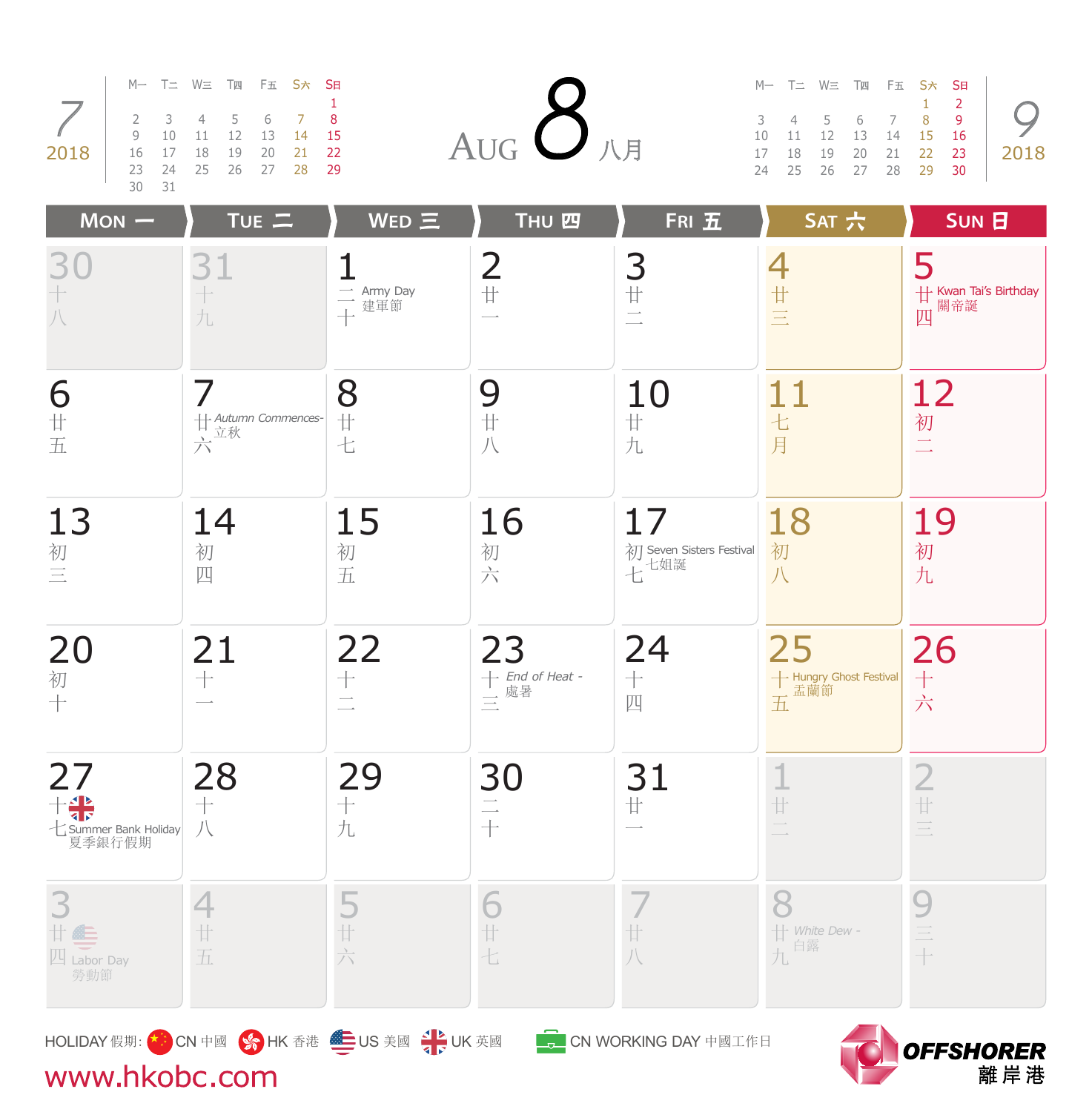# AUG 8 八月

**7 2018**

| M一 | T二 | W三 | T四 | F五 | S六 | S日 |
|---|---|---|---|---|---|---|
| | | | | | | 1 |
| 2 | 3 | 4 | 5 | 6 | 7 | 8 |
| 9 | 10 | 11 | 12 | 13 | 14 | 15 |
| 16 | 17 | 18 | 19 | 20 | 21 | 22 |
| 23 | 24 | 25 | 26 | 27 | 28 | 29 |
| 30 | 31 | | | | | |

**9 2018**

| M一 | T二 | W三 | T四 | F五 | S六 | S日 |
|---|---|---|---|---|---|---|
| | | | | | 1 | 2 |
| 3 | 4 | 5 | 6 | 7 | 8 | 9 |
| 10 | 11 | 12 | 13 | 14 | 15 | 16 |
| 17 | 18 | 19 | 20 | 21 | 22 | 23 |
| 24 | 25 | 26 | 27 | 28 | 29 | 30 |

| MON 一 | TUE 二 | WED 三 | THU 四 | FRI 五 | SAT 六 | SUN 日 |
|---|---|---|---|---|---|---|
| 30 十八 | 31 十九 | 1 二十 Army Day 建軍節 | 2 廿一 | 3 廿二 | 4 廿三 | 5 廿四 Kwan Tai's Birthday 關帝誕 |
| 6 廿五 | 7 廿六 Autumn Commences- 立秋 | 8 廿七 | 9 廿八 | 10 廿九 | 11 七月 | 12 初二 |
| 13 初三 | 14 初四 | 15 初五 | 16 初六 | 17 初七 Seven Sisters Festival 七姐誕 | 18 初八 | 19 初九 |
| 20 初十 | 21 十一 | 22 十二 | 23 十三 End of Heat - 處暑 | 24 十四 | 25 十五 Hungry Ghost Festival 盂蘭節 | 26 十六 |
| 27 十七 (UK) Summer Bank Holiday 夏季銀行假期 | 28 十八 | 29 十九 | 30 二十 | 31 廿一 | 1 廿二 | 2 廿三 |
| 3 廿四 (US) Labor Day 勞動節 | 4 廿五 | 5 廿六 | 6 廿七 | 7 廿八 | 8 廿九 White Dew - 白露 | 9 三十 |

HOLIDAY 假期: CN 中國 HK 香港 US 美國 UK 英國 CN WORKING DAY 中國工作日

www.hkobc.com

OFFSHORER 離岸港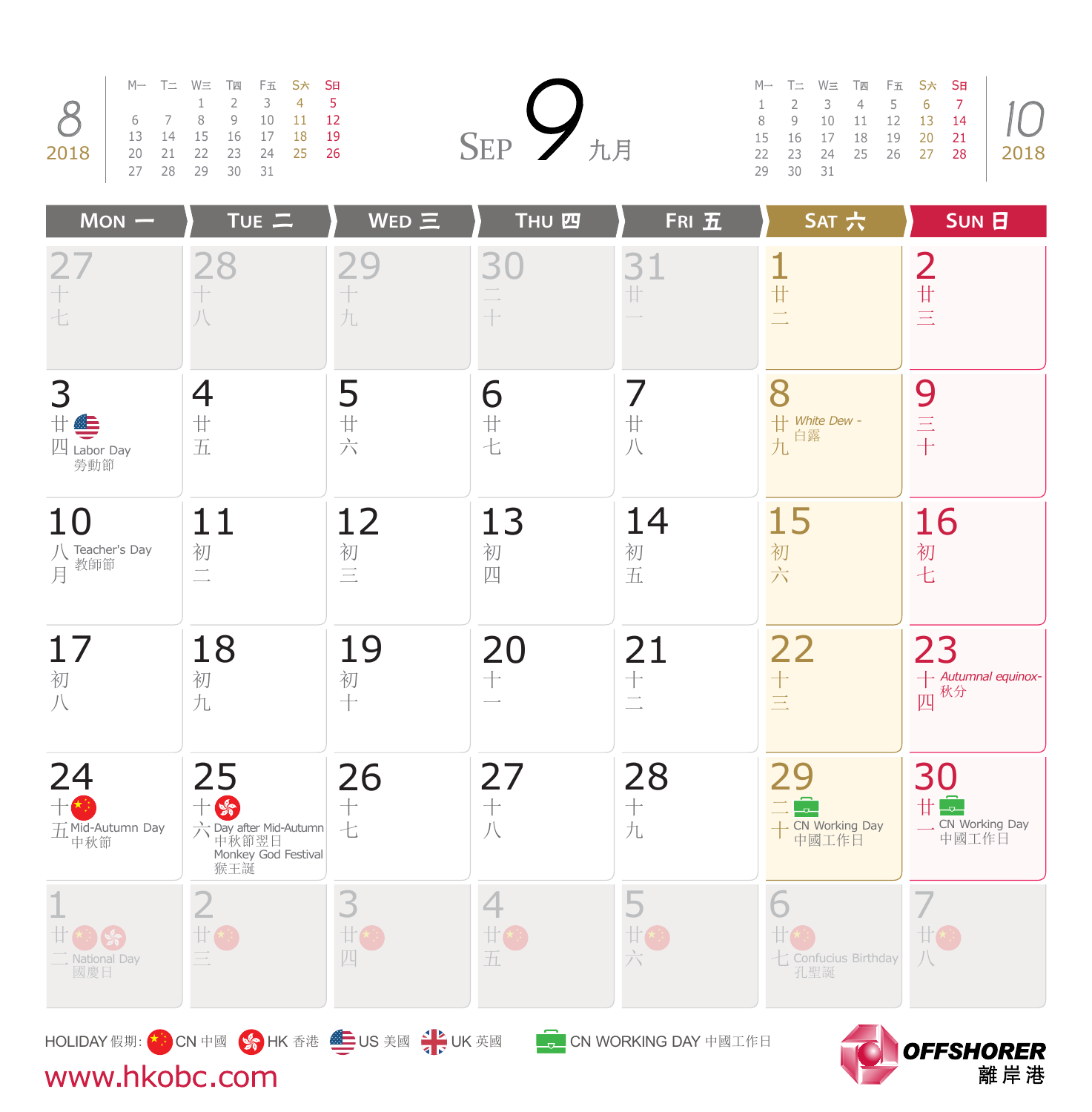# SEP 9 九月

**8 2018**

| M一 | T二 | W三 | T四 | F五 | S六 | S日 |
|---|---|---|---|---|---|---|
| | | 1 | 2 | 3 | 4 | 5 |
| 6 | 7 | 8 | 9 | 10 | 11 | 12 |
| 13 | 14 | 15 | 16 | 17 | 18 | 19 |
| 20 | 21 | 22 | 23 | 24 | 25 | 26 |
| 27 | 28 | 29 | 30 | 31 | | |

**10 2018**

| M一 | T二 | W三 | T四 | F五 | S六 | S日 |
|---|---|---|---|---|---|---|
| 1 | 2 | 3 | 4 | 5 | 6 | 7 |
| 8 | 9 | 10 | 11 | 12 | 13 | 14 |
| 15 | 16 | 17 | 18 | 19 | 20 | 21 |
| 22 | 23 | 24 | 25 | 26 | 27 | 28 |
| 29 | 30 | 31 | | | | |

| MON 一 | TUE 二 | WED 三 | THU 四 | FRI 五 | SAT 六 | SUN 日 |
|---|---|---|---|---|---|---|
| 27 十七 | 28 十八 | 29 十九 | 30 二十 | 31 廿一 | 1 廿二 | 2 廿三 |
| 3 廿四 (US) Labor Day 勞動節 | 4 廿五 | 5 廿六 | 6 廿七 | 7 廿八 | 8 廿九 *White Dew - 白露* | 9 三十 |
| 10 八月 Teacher's Day 教師節 | 11 初二 | 12 初三 | 13 初四 | 14 初五 | 15 初六 | 16 初七 |
| 17 初八 | 18 初九 | 19 初十 | 20 十一 | 21 十二 | 22 十三 | 23 十四 *Autumnal equinox- 秋分* |
| 24 十五 (CN) Mid-Autumn Day 中秋節 | 25 十六 (HK) Day after Mid-Autumn 中秋節翌日 Monkey God Festival 猴王誕 | 26 十七 | 27 十八 | 28 十九 | 29 二十 CN Working Day 中國工作日 | 30 廿一 CN Working Day 中國工作日 |
| 1 廿二 (CN)(HK) National Day 國慶日 | 2 廿三 (CN) | 3 廿四 (CN) | 4 廿五 (CN) | 5 廿六 (CN) | 6 廿七 (CN) Confucius Birthday 孔聖誕 | 7 廿八 (CN) |

HOLIDAY 假期: CN 中國 HK 香港 US 美國 UK 英國 CN WORKING DAY 中國工作日

www.hkobc.com

OFFSHORER 離岸港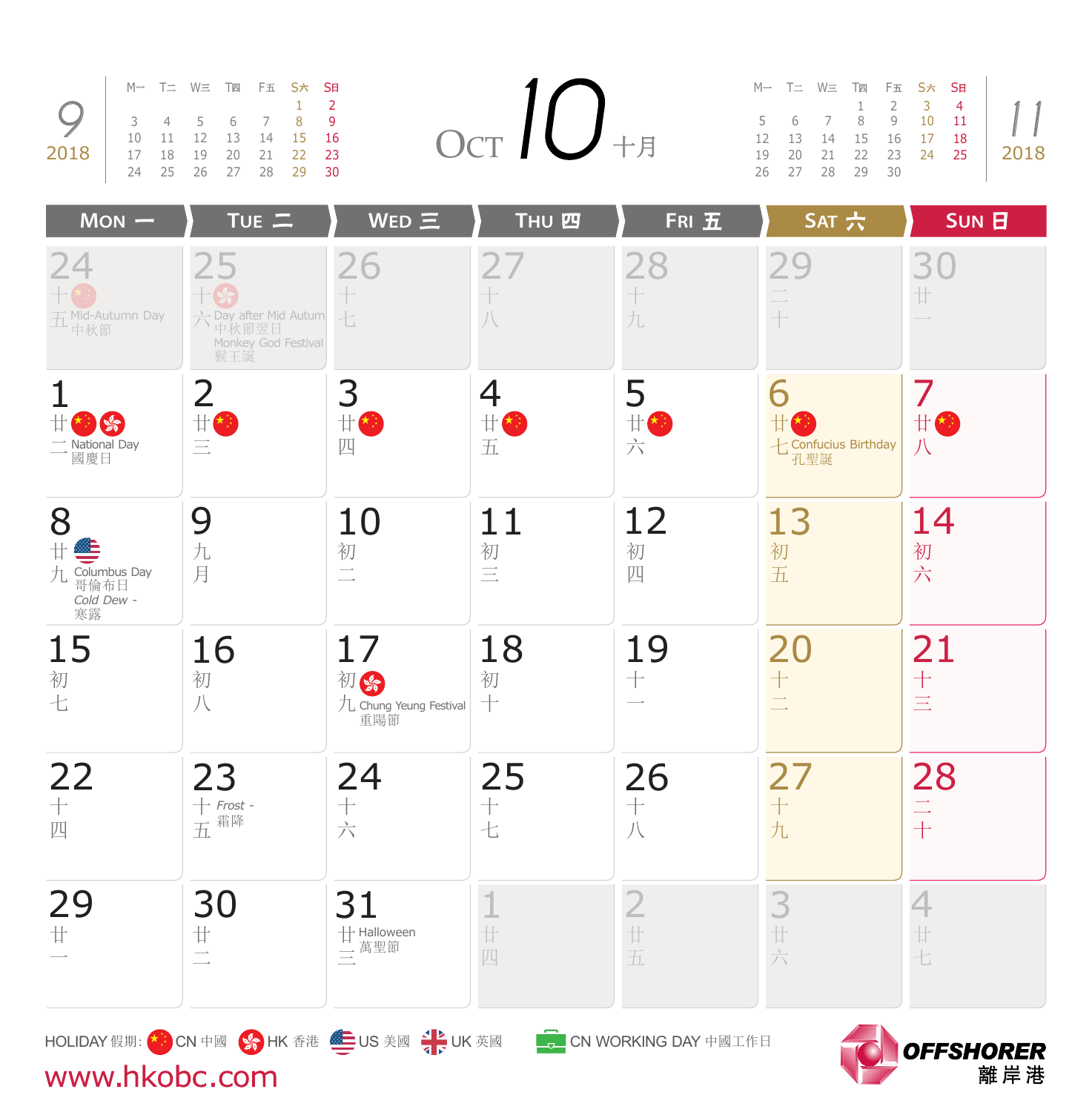# OCT 10 十月 2018

**9 2018**

| M一 | T二 | W三 | T四 | F五 | S六 | S日 |
|---|---|---|---|---|---|---|
| | | | | | 1 | 2 |
| 3 | 4 | 5 | 6 | 7 | 8 | 9 |
| 10 | 11 | 12 | 13 | 14 | 15 | 16 |
| 17 | 18 | 19 | 20 | 21 | 22 | 23 |
| 24 | 25 | 26 | 27 | 28 | 29 | 30 |

**11 2018**

| M一 | T二 | W三 | T四 | F五 | S六 | S日 |
|---|---|---|---|---|---|---|
| | | | 1 | 2 | 3 | 4 |
| 5 | 6 | 7 | 8 | 9 | 10 | 11 |
| 12 | 13 | 14 | 15 | 16 | 17 | 18 |
| 19 | 20 | 21 | 22 | 23 | 24 | 25 |
| 26 | 27 | 28 | 29 | 30 | | |

| MON 一 | TUE 二 | WED 三 | THU 四 | FRI 五 | SAT 六 | SUN 日 |
|---|---|---|---|---|---|---|
| 24 十五 (CN) Mid-Autumn Day 中秋節 | 25 十六 (HK) Day after Mid Autumn 中秋節翌日 Monkey God Festival 猴王誕 | 26 十七 | 27 十八 | 28 十九 | 29 二十 | 30 廿一 |
| 1 廿二 (CN) (HK) National Day 國慶日 | 2 廿三 (CN) | 3 廿四 (CN) | 4 廿五 (CN) | 5 廿六 (CN) | 6 廿七 (CN) Confucius Birthday 孔聖誕 | 7 廿八 (CN) |
| 8 廿九 (US) Columbus Day 哥倫布日 *Cold Dew - 寒露* | 9 九月 | 10 初二 | 11 初三 | 12 初四 | 13 初五 | 14 初六 |
| 15 初七 | 16 初八 | 17 初九 (HK) Chung Yeung Festival 重陽節 | 18 初十 | 19 十一 | 20 十二 | 21 十三 |
| 22 十四 | 23 十五 *Frost - 霜降* | 24 十六 | 25 十七 | 26 十八 | 27 十九 | 28 二十 |
| 29 廿一 | 30 廿二 | 31 廿三 Halloween 萬聖節 | 1 廿四 | 2 廿五 | 3 廿六 | 4 廿七 |

HOLIDAY 假期: CN 中國 HK 香港 US 美國 UK 英國 CN WORKING DAY 中國工作日

www.hkobc.com

OFFSHORER 離岸港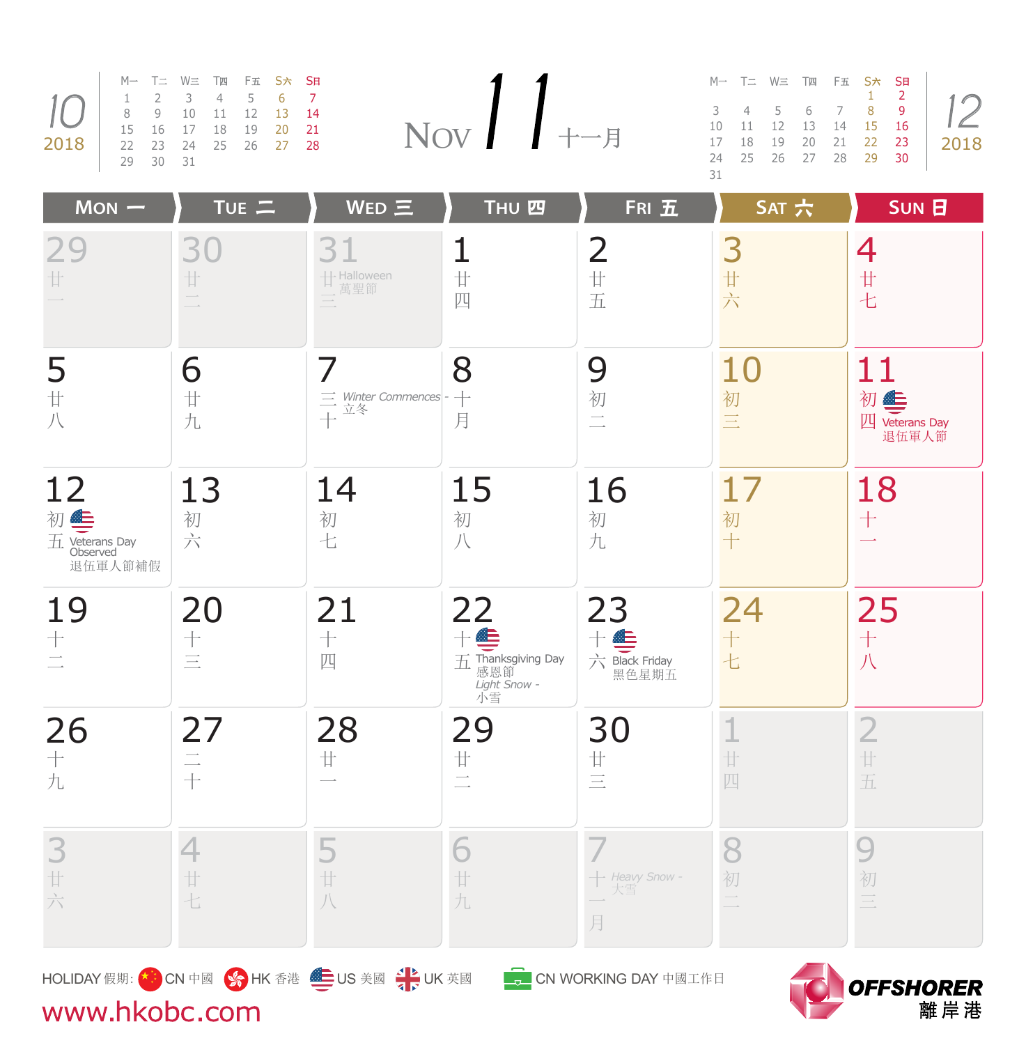# Nov 11 十一月

**10 2018**

| M一 | T二 | W三 | T四 | F五 | S六 | S日 |
|---|---|---|---|---|---|---|
| 1 | 2 | 3 | 4 | 5 | 6 | 7 |
| 8 | 9 | 10 | 11 | 12 | 13 | 14 |
| 15 | 16 | 17 | 18 | 19 | 20 | 21 |
| 22 | 23 | 24 | 25 | 26 | 27 | 28 |
| 29 | 30 | 31 | | | | |

**12 2018**

| M一 | T二 | W三 | T四 | F五 | S六 | S日 |
|---|---|---|---|---|---|---|
| | | | | | 1 | 2 |
| 3 | 4 | 5 | 6 | 7 | 8 | 9 |
| 10 | 11 | 12 | 13 | 14 | 15 | 16 |
| 17 | 18 | 19 | 20 | 21 | 22 | 23 |
| 24 | 25 | 26 | 27 | 28 | 29 | 30 |
| 31 | | | | | | |

| MON 一 | TUE 二 | WED 三 | THU 四 | FRI 五 | SAT 六 | SUN 日 |
|---|---|---|---|---|---|---|
| 29 廿一 | 30 廿二 | 31 廿三 Halloween 萬聖節 | 1 廿四 | 2 廿五 | 3 廿六 | 4 廿七 |
| 5 廿八 | 6 廿九 | 7 三十 Winter Commences - 立冬 | 8 十月 | 9 初二 | 10 初三 | 11 初四 Veterans Day 退伍軍人節 (US) |
| 12 初五 Veterans Day Observed 退伍軍人節補假 (US) | 13 初六 | 14 初七 | 15 初八 | 16 初九 | 17 初十 | 18 十一 |
| 19 十二 | 20 十三 | 21 十四 | 22 十五 Thanksgiving Day 感恩節 (US); Light Snow - 小雪 | 23 十六 Black Friday 黑色星期五 (US) | 24 十七 | 25 十八 |
| 26 十九 | 27 二十 | 28 廿一 | 29 廿二 | 30 廿三 | 1 廿四 | 2 廿五 |
| 3 廿六 | 4 廿七 | 5 廿八 | 6 廿九 | 7 十一月 Heavy Snow - 大雪 | 8 初二 | 9 初三 |

HOLIDAY 假期: CN 中國 HK 香港 US 美國 UK 英國 CN WORKING DAY 中國工作日

www.hkobc.com

OFFSHORER 離岸港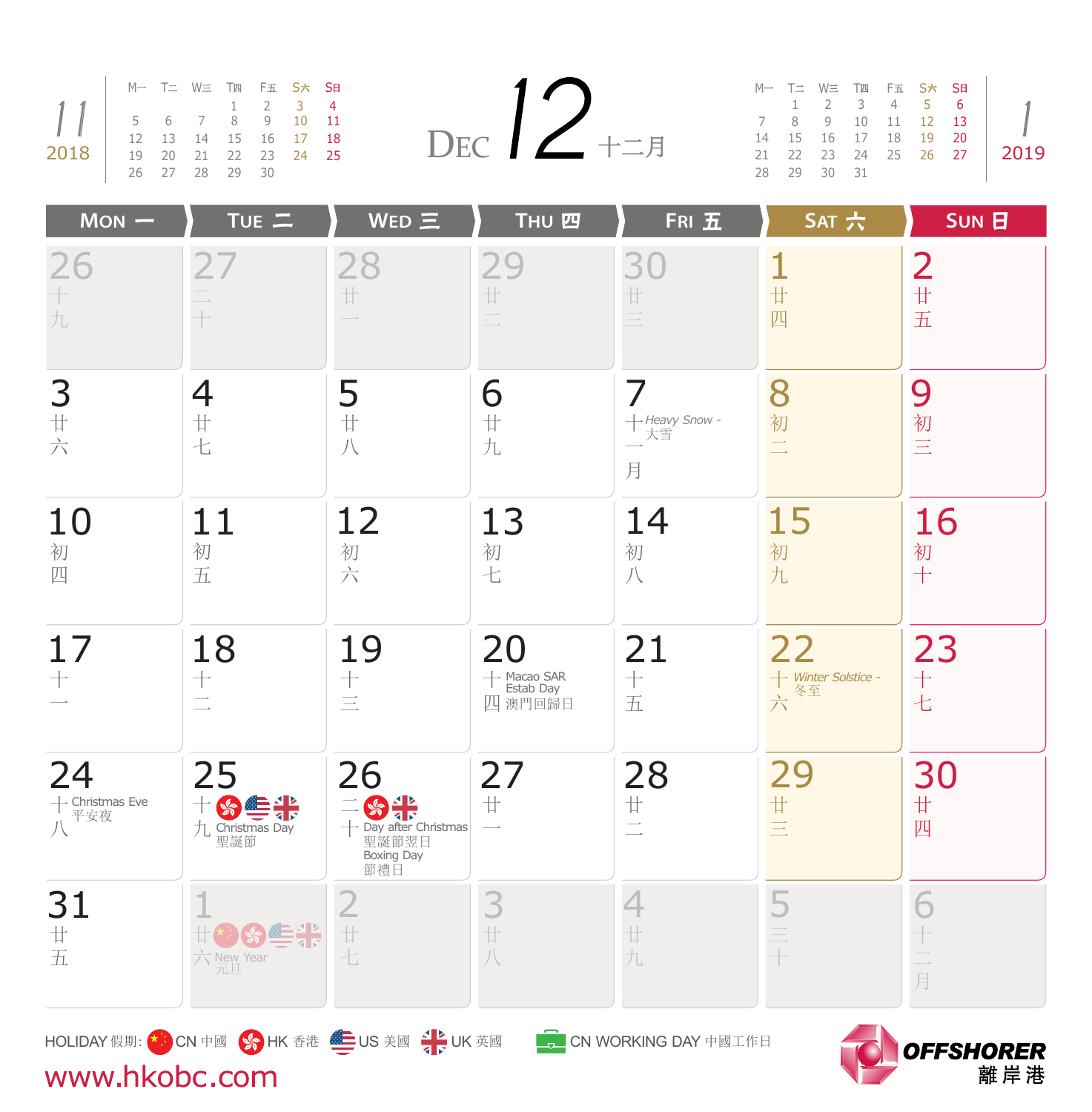# DEC 12 十二月

**11 2018**

| M一 | T二 | W三 | T四 | F五 | S六 | S日 |
|---|---|---|---|---|---|---|
| | | | 1 | 2 | 3 | 4 |
| 5 | 6 | 7 | 8 | 9 | 10 | 11 |
| 12 | 13 | 14 | 15 | 16 | 17 | 18 |
| 19 | 20 | 21 | 22 | 23 | 24 | 25 |
| 26 | 27 | 28 | 29 | 30 | | |

**1 2019**

| M一 | T二 | W三 | T四 | F五 | S六 | S日 |
|---|---|---|---|---|---|---|
| | 1 | 2 | 3 | 4 | 5 | 6 |
| 7 | 8 | 9 | 10 | 11 | 12 | 13 |
| 14 | 15 | 16 | 17 | 18 | 19 | 20 |
| 21 | 22 | 23 | 24 | 25 | 26 | 27 |
| 28 | 29 | 30 | 31 | | | |

| MON 一 | TUE 二 | WED 三 | THU 四 | FRI 五 | SAT 六 | SUN 日 |
|---|---|---|---|---|---|---|
| 26 十九 | 27 二十 | 28 廿一 | 29 廿二 | 30 廿三 | 1 廿四 | 2 廿五 |
| 3 廿六 | 4 廿七 | 5 廿八 | 6 廿九 | 7 十一月 *Heavy Snow - 大雪* | 8 初二 | 9 初三 |
| 10 初四 | 11 初五 | 12 初六 | 13 初七 | 14 初八 | 15 初九 | 16 初十 |
| 17 十一 | 18 十二 | 19 十三 | 20 十四 Macao SAR Estab Day 澳門回歸日 | 21 十五 | 22 十六 *Winter Solstice - 冬至* | 23 十七 |
| 24 十八 Christmas Eve 平安夜 | 25 十九 Christmas Day 聖誕節 | 26 二十 Day after Christmas 聖誕節翌日 Boxing Day 節禮日 | 27 廿一 | 28 廿二 | 29 廿三 | 30 廿四 |
| 31 廿五 | 1 廿六 New Year 元旦 | 2 廿七 | 3 廿八 | 4 廿九 | 5 三十 | 6 十二月 |

HOLIDAY 假期: CN 中國 HK 香港 US 美國 UK 英國 CN WORKING DAY 中國工作日

www.hkobc.com

OFFSHORER 離岸港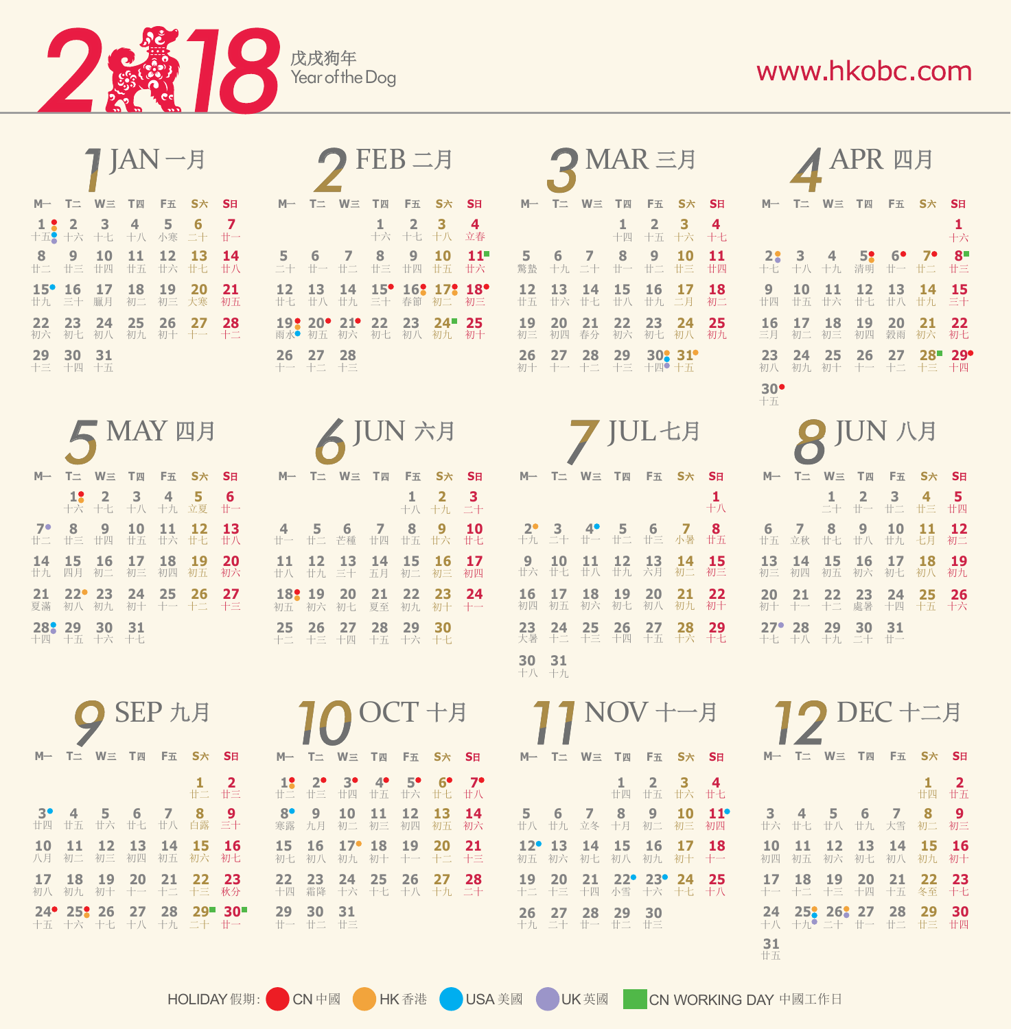# 2018 戊戌狗年 Year of the Dog

www.hkobc.com

## 1 JAN 一月

| M一 | T二 | W三 | T四 | F五 | S六 | S日 |
|---|---|---|---|---|---|---|
| 1 十五 [CN, HK, USA, UK] | 2 十六 | 3 十七 | 4 十八 | 5 小寒 | 6 二十 | 7 廿一 |
| 8 廿二 | 9 廿三 | 10 廿四 | 11 廿五 | 12 廿六 | 13 廿七 | 14 廿八 |
| 15 廿九 [USA] | 16 三十 | 17 臘月 | 18 初二 | 19 初三 | 20 大寒 | 21 初五 |
| 22 初六 | 23 初七 | 24 初八 | 25 初九 | 26 初十 | 27 十一 | 28 十二 |
| 29 十三 | 30 十四 | 31 十五 | | | | |

## 2 FEB 二月

| M一 | T二 | W三 | T四 | F五 | S六 | S日 |
|---|---|---|---|---|---|---|
| | | | 1 十六 | 2 十七 | 3 十八 | 4 立春 |
| 5 二十 | 6 廿一 | 7 廿二 | 8 廿三 | 9 廿四 | 10 廿五 | 11 廿六 [CN WORKING DAY] |
| 12 廿七 | 13 廿八 | 14 廿九 | 15 三十 [CN] | 16 春節 [CN, HK] | 17 初二 [CN, HK] | 18 初三 [CN] |
| 19 雨水 [HK, USA] | 20 初五 [CN] | 21 初六 [CN] | 22 初七 | 23 初八 | 24 初九 [CN WORKING DAY] | 25 初十 |
| 26 十一 | 27 十二 | 28 十三 | | | | |

## 3 MAR 三月

| M一 | T二 | W三 | T四 | F五 | S六 | S日 |
|---|---|---|---|---|---|---|
| | | | 1 十四 | 2 十五 | 3 十六 | 4 十七 |
| 5 驚蟄 | 6 十九 | 7 二十 | 8 廿一 | 9 廿二 | 10 廿三 | 11 廿四 |
| 12 廿五 | 13 廿六 | 14 廿七 | 15 廿八 | 16 廿九 | 17 二月 | 18 初二 |
| 19 初三 | 20 初四 | 21 春分 | 22 初六 | 23 初七 | 24 初八 | 25 初九 |
| 26 初十 | 27 十一 | 28 十二 | 29 十三 | 30 十四 [HK, USA, UK] | 31 十五 [HK] | |

## 4 APR 四月

| M一 | T二 | W三 | T四 | F五 | S六 | S日 |
|---|---|---|---|---|---|---|
| | | | | | | 1 十六 |
| 2 十七 [HK, UK] | 3 十八 | 4 十九 | 5 清明 [CN, HK] | 6 廿一 [CN] | 7 廿二 [CN] | 8 廿三 [CN WORKING DAY] |
| 9 廿四 | 10 廿五 | 11 廿六 | 12 廿七 | 13 廿八 | 14 廿九 | 15 三十 |
| 16 三月 | 17 初二 | 18 初三 | 19 初四 | 20 穀雨 | 21 初六 | 22 初七 |
| 23 初八 | 24 初九 | 25 初十 | 26 十一 | 27 十二 | 28 十三 [CN WORKING DAY] | 29 十四 [CN] |
| 30 十五 [CN] | | | | | | |

## 5 MAY 四月

| M一 | T二 | W三 | T四 | F五 | S六 | S日 |
|---|---|---|---|---|---|---|
| | 1 十六 [CN, HK] | 2 十七 | 3 十八 | 4 十九 | 5 立夏 | 6 廿一 |
| 7 廿二 [UK] | 8 廿三 | 9 廿四 | 10 廿五 | 11 廿六 | 12 廿七 | 13 廿八 |
| 14 廿九 | 15 四月 | 16 初二 | 17 初三 | 18 初四 | 19 初五 | 20 初六 |
| 21 夏滿 | 22 初八 [HK] | 23 初九 | 24 初十 | 25 十一 | 26 十二 | 27 十三 |
| 28 十四 [USA, UK] | 29 十五 | 30 十六 | 31 十七 | | | |

## 6 JUN 六月

| M一 | T二 | W三 | T四 | F五 | S六 | S日 |
|---|---|---|---|---|---|---|
| | | | | 1 十八 | 2 十九 | 3 二十 |
| 4 廿一 | 5 廿二 | 6 芒種 | 7 廿四 | 8 廿五 | 9 廿六 | 10 廿七 |
| 11 廿八 | 12 廿九 | 13 三十 | 14 五月 | 15 初二 | 16 初三 | 17 初四 |
| 18 初五 [CN, HK] | 19 初六 | 20 初七 | 21 夏至 | 22 初九 | 23 初十 | 24 十一 |
| 25 十二 | 26 十三 | 27 十四 | 28 十五 | 29 十六 | 30 十七 | |

## 7 JUL 七月

| M一 | T二 | W三 | T四 | F五 | S六 | S日 |
|---|---|---|---|---|---|---|
| | | | | | | 1 十八 |
| 2 十九 [HK] | 3 二十 | 4 廿一 [USA] | 5 廿二 | 6 廿三 | 7 小暑 | 8 廿五 |
| 9 廿六 | 10 廿七 | 11 廿八 | 12 廿九 | 13 六月 | 14 初二 | 15 初三 |
| 16 初四 | 17 初五 | 18 初六 | 19 初七 | 20 初八 | 21 初九 | 22 初十 |
| 23 大暑 | 24 十二 | 25 十三 | 26 十四 | 27 十五 | 28 十六 | 29 十七 |
| 30 十八 | 31 十九 | | | | | |

## 8 JUN 八月

| M一 | T二 | W三 | T四 | F五 | S六 | S日 |
|---|---|---|---|---|---|---|
| | | 1 二十 | 2 廿一 | 3 廿二 | 4 廿三 | 5 廿四 |
| 6 廿五 | 7 立秋 | 8 廿七 | 9 廿八 | 10 廿九 | 11 七月 | 12 初二 |
| 13 初三 | 14 初四 | 15 初五 | 16 初六 | 17 初七 | 18 初八 | 19 初九 |
| 20 初十 | 21 十一 | 22 十二 | 23 處暑 | 24 十四 | 25 十五 | 26 十六 |
| 27 十七 [UK] | 28 十八 | 29 十九 | 30 二十 | 31 廿一 | | |

## 9 SEP 九月

| M一 | T二 | W三 | T四 | F五 | S六 | S日 |
|---|---|---|---|---|---|---|
| | | | | | 1 廿二 | 2 廿三 |
| 3 廿四 [USA] | 4 廿五 | 5 廿六 | 6 廿七 | 7 廿八 | 8 白露 | 9 三十 |
| 10 八月 | 11 初二 | 12 初三 | 13 初四 | 14 初五 | 15 初六 | 16 初七 |
| 17 初八 | 18 初九 | 19 初十 | 20 十一 | 21 十二 | 22 十三 | 23 秋分 |
| 24 十五 [CN] | 25 十六 [HK] | 26 十七 | 27 十八 | 28 十九 | 29 二十 [CN WORKING DAY] | 30 廿一 [CN WORKING DAY] |

## 10 OCT 十月

| M一 | T二 | W三 | T四 | F五 | S六 | S日 |
|---|---|---|---|---|---|---|
| 1 廿二 [CN, HK] | 2 廿三 [CN] | 3 廿四 [CN] | 4 廿五 [CN] | 5 廿六 [CN] | 6 廿七 [CN] | 7 廿八 [CN] |
| 8 寒露 [USA] | 9 九月 | 10 初二 | 11 初三 | 12 初四 | 13 初五 | 14 初六 |
| 15 初七 | 16 初八 | 17 初九 [HK] | 18 初十 | 19 十一 | 20 十二 | 21 十三 |
| 22 十四 | 23 霜降 | 24 十六 | 25 十七 | 26 十八 | 27 十九 | 28 二十 |
| 29 廿一 | 30 廿二 | 31 廿三 | | | | |

## 11 NOV 十一月

| M一 | T二 | W三 | T四 | F五 | S六 | S日 |
|---|---|---|---|---|---|---|
| | | | 1 廿四 | 2 廿五 | 3 廿六 | 4 廿七 |
| 5 廿八 | 6 廿九 | 7 立冬 | 8 十月 | 9 初二 | 10 初三 | 11 初四 [USA] |
| 12 初五 [USA] | 13 初六 | 14 初七 | 15 初八 | 16 初九 | 17 初十 | 18 十一 |
| 19 十二 | 20 十三 | 21 十四 | 22 小雪 [USA] | 23 十六 [USA] | 24 十七 | 25 十八 |
| 26 十九 | 27 二十 | 28 廿一 | 29 廿二 | 30 廿三 | | |

## 12 DEC 十二月

| M一 | T二 | W三 | T四 | F五 | S六 | S日 |
|---|---|---|---|---|---|---|
| | | | | | 1 廿四 | 2 廿五 |
| 3 廿六 | 4 廿七 | 5 廿八 | 6 廿九 | 7 大雪 | 8 初二 | 9 初三 |
| 10 初四 | 11 初五 | 12 初六 | 13 初七 | 14 初八 | 15 初九 | 16 初十 |
| 17 十一 | 18 十二 | 19 十三 | 20 十四 | 21 十五 | 22 冬至 | 23 十七 |
| 24 十八 | 25 十九 [HK, USA, UK] | 26 二十 [HK, UK] | 27 廿一 | 28 廿二 | 29 廿三 | 30 廿四 |
| 31 廿五 | | | | | | |

HOLIDAY 假期: CN 中國 · HK 香港 · USA 美國 · UK 英國 · CN WORKING DAY 中國工作日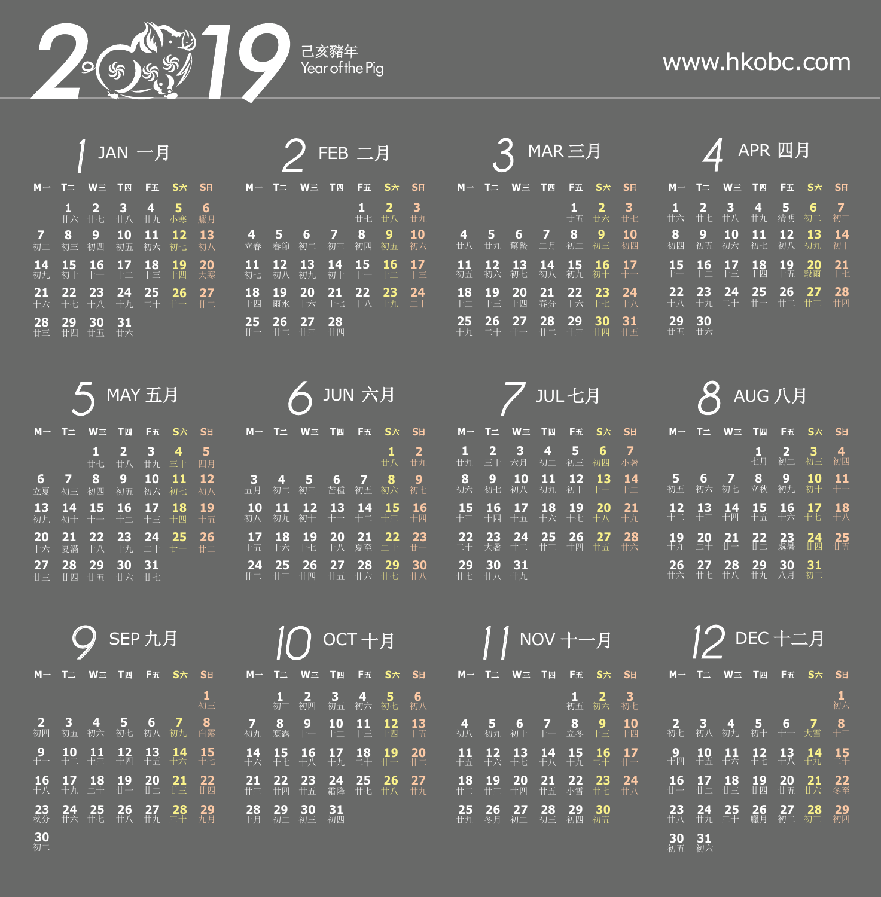# 2019 己亥豬年 Year of the Pig

www.hkobc.com

## 1 JAN 一月

| M一 | T二 | W三 | T四 | F五 | S六 | S日 |
|---|---|---|---|---|---|---|
| | 1 廿六 | 2 廿七 | 3 廿八 | 4 廿九 | 5 小寒 | 6 臘月 |
| 7 初二 | 8 初三 | 9 初四 | 10 初五 | 11 初六 | 12 初七 | 13 初八 |
| 14 初九 | 15 初十 | 16 十一 | 17 十二 | 18 十三 | 19 十四 | 20 大寒 |
| 21 十六 | 22 十七 | 23 十八 | 24 十九 | 25 二十 | 26 廿一 | 27 廿二 |
| 28 廿三 | 29 廿四 | 30 廿五 | 31 廿六 | | | |

## 2 FEB 二月

| M一 | T二 | W三 | T四 | F五 | S六 | S日 |
|---|---|---|---|---|---|---|
| | | | | 1 廿七 | 2 廿八 | 3 廿九 |
| 4 立春 | 5 春節 | 6 初二 | 7 初三 | 8 初四 | 9 初五 | 10 初六 |
| 11 初七 | 12 初八 | 13 初九 | 14 初十 | 15 十一 | 16 十二 | 17 十三 |
| 18 十四 | 19 雨水 | 20 十六 | 21 十七 | 22 十八 | 23 十九 | 24 二十 |
| 25 廿一 | 26 廿二 | 27 廿三 | 28 廿四 | | | |

## 3 MAR 三月

| M一 | T二 | W三 | T四 | F五 | S六 | S日 |
|---|---|---|---|---|---|---|
| | | | | 1 廿五 | 2 廿六 | 3 廿七 |
| 4 廿八 | 5 廿九 | 6 驚蟄 | 7 二月 | 8 初二 | 9 初三 | 10 初四 |
| 11 初五 | 12 初六 | 13 初七 | 14 初八 | 15 初九 | 16 初十 | 17 十一 |
| 18 十二 | 19 十三 | 20 十四 | 21 春分 | 22 十六 | 23 十七 | 24 十八 |
| 25 十九 | 26 二十 | 27 廿一 | 28 廿二 | 29 廿三 | 30 廿四 | 31 廿五 |

## 4 APR 四月

| M一 | T二 | W三 | T四 | F五 | S六 | S日 |
|---|---|---|---|---|---|---|
| 1 廿六 | 2 廿七 | 3 廿八 | 4 廿九 | 5 清明 | 6 初二 | 7 初三 |
| 8 初四 | 9 初五 | 10 初六 | 11 初七 | 12 初八 | 13 初九 | 14 初十 |
| 15 十一 | 16 十二 | 17 十三 | 18 十四 | 19 十五 | 20 穀雨 | 21 十七 |
| 22 十八 | 23 十九 | 24 二十 | 25 廿一 | 26 廿二 | 27 廿三 | 28 廿四 |
| 29 廿五 | 30 廿六 | | | | | |

## 5 MAY 五月

| M一 | T二 | W三 | T四 | F五 | S六 | S日 |
|---|---|---|---|---|---|---|
| | | 1 廿七 | 2 廿八 | 3 廿九 | 4 三十 | 5 四月 |
| 6 立夏 | 7 初三 | 8 初四 | 9 初五 | 10 初六 | 11 初七 | 12 初八 |
| 13 初九 | 14 初十 | 15 十一 | 16 十二 | 17 十三 | 18 十四 | 19 十五 |
| 20 十六 | 21 夏滿 | 22 十八 | 23 十九 | 24 二十 | 25 廿一 | 26 廿二 |
| 27 廿三 | 28 廿四 | 29 廿五 | 30 廿六 | 31 廿七 | | |

## 6 JUN 六月

| M一 | T二 | W三 | T四 | F五 | S六 | S日 |
|---|---|---|---|---|---|---|
| | | | | | 1 廿八 | 2 廿九 |
| 3 五月 | 4 初二 | 5 初三 | 6 芒種 | 7 初五 | 8 初六 | 9 初七 |
| 10 初八 | 11 初九 | 12 初十 | 13 十一 | 14 十二 | 15 十三 | 16 十四 |
| 17 十五 | 18 十六 | 19 十七 | 20 十八 | 21 夏至 | 22 二十 | 23 廿一 |
| 24 廿二 | 25 廿三 | 26 廿四 | 27 廿五 | 28 廿六 | 29 廿七 | 30 廿八 |

## 7 JUL 七月

| M一 | T二 | W三 | T四 | F五 | S六 | S日 |
|---|---|---|---|---|---|---|
| 1 廿九 | 2 三十 | 3 六月 | 4 初二 | 5 初三 | 6 初四 | 7 小暑 |
| 8 初六 | 9 初七 | 10 初八 | 11 初九 | 12 初十 | 13 十一 | 14 十二 |
| 15 十三 | 16 十四 | 17 十五 | 18 十六 | 19 十七 | 20 十八 | 21 十九 |
| 22 二十 | 23 大暑 | 24 廿二 | 25 廿三 | 26 廿四 | 27 廿五 | 28 廿六 |
| 29 廿七 | 30 廿八 | 31 廿九 | | | | |

## 8 AUG 八月

| M一 | T二 | W三 | T四 | F五 | S六 | S日 |
|---|---|---|---|---|---|---|
| | | | 1 七月 | 2 初二 | 3 初三 | 4 初四 |
| 5 初五 | 6 初六 | 7 初七 | 8 立秋 | 9 初九 | 10 初十 | 11 十一 |
| 12 十二 | 13 十三 | 14 十四 | 15 十五 | 16 十六 | 17 十七 | 18 十八 |
| 19 十九 | 20 二十 | 21 廿一 | 22 廿二 | 23 處暑 | 24 廿四 | 25 廿五 |
| 26 廿六 | 27 廿七 | 28 廿八 | 29 廿九 | 30 八月 | 31 初二 | |

## 9 SEP 九月

| M一 | T二 | W三 | T四 | F五 | S六 | S日 |
|---|---|---|---|---|---|---|
| | | | | | | 1 初三 |
| 2 初四 | 3 初五 | 4 初六 | 5 初七 | 6 初八 | 7 初九 | 8 白露 |
| 9 十一 | 10 十二 | 11 十三 | 12 十四 | 13 十五 | 14 十六 | 15 十七 |
| 16 十八 | 17 十九 | 18 二十 | 19 廿一 | 20 廿二 | 21 廿三 | 22 廿四 |
| 23 秋分 | 24 廿六 | 25 廿七 | 26 廿八 | 27 廿九 | 28 三十 | 29 九月 |
| 30 初二 | | | | | | |

## 10 OCT 十月

| M一 | T二 | W三 | T四 | F五 | S六 | S日 |
|---|---|---|---|---|---|---|
| | 1 初三 | 2 初四 | 3 初五 | 4 初六 | 5 初七 | 6 初八 |
| 7 初九 | 8 寒露 | 9 十一 | 10 十二 | 11 十三 | 12 十四 | 13 十五 |
| 14 十六 | 15 十七 | 16 十八 | 17 十九 | 18 二十 | 19 廿一 | 20 廿二 |
| 21 廿三 | 22 廿四 | 23 廿五 | 24 霜降 | 25 廿七 | 26 廿八 | 27 廿九 |
| 28 十月 | 29 初二 | 30 初三 | 31 初四 | | | |

## 11 NOV 十一月

| M一 | T二 | W三 | T四 | F五 | S六 | S日 |
|---|---|---|---|---|---|---|
| | | | | 1 初五 | 2 初六 | 3 初七 |
| 4 初八 | 5 初九 | 6 初十 | 7 十一 | 8 立冬 | 9 十三 | 10 十四 |
| 11 十五 | 12 十六 | 13 十七 | 14 十八 | 15 十九 | 16 二十 | 17 廿一 |
| 18 廿二 | 19 廿三 | 20 廿四 | 21 廿五 | 22 小雪 | 23 廿七 | 24 廿八 |
| 25 廿九 | 26 冬月 | 27 初二 | 28 初三 | 29 初四 | 30 初五 | |

## 12 DEC 十二月

| M一 | T二 | W三 | T四 | F五 | S六 | S日 |
|---|---|---|---|---|---|---|
| | | | | | | 1 初六 |
| 2 初七 | 3 初八 | 4 初九 | 5 初十 | 6 十一 | 7 大雪 | 8 十三 |
| 9 十四 | 10 十五 | 11 十六 | 12 十七 | 13 十八 | 14 十九 | 15 二十 |
| 16 廿一 | 17 廿二 | 18 廿三 | 19 廿四 | 20 廿五 | 21 廿六 | 22 冬至 |
| 23 廿八 | 24 廿九 | 25 三十 | 26 臘月 | 27 初二 | 28 初三 | 29 初四 |
| 30 初五 | 31 初六 | | | | | |